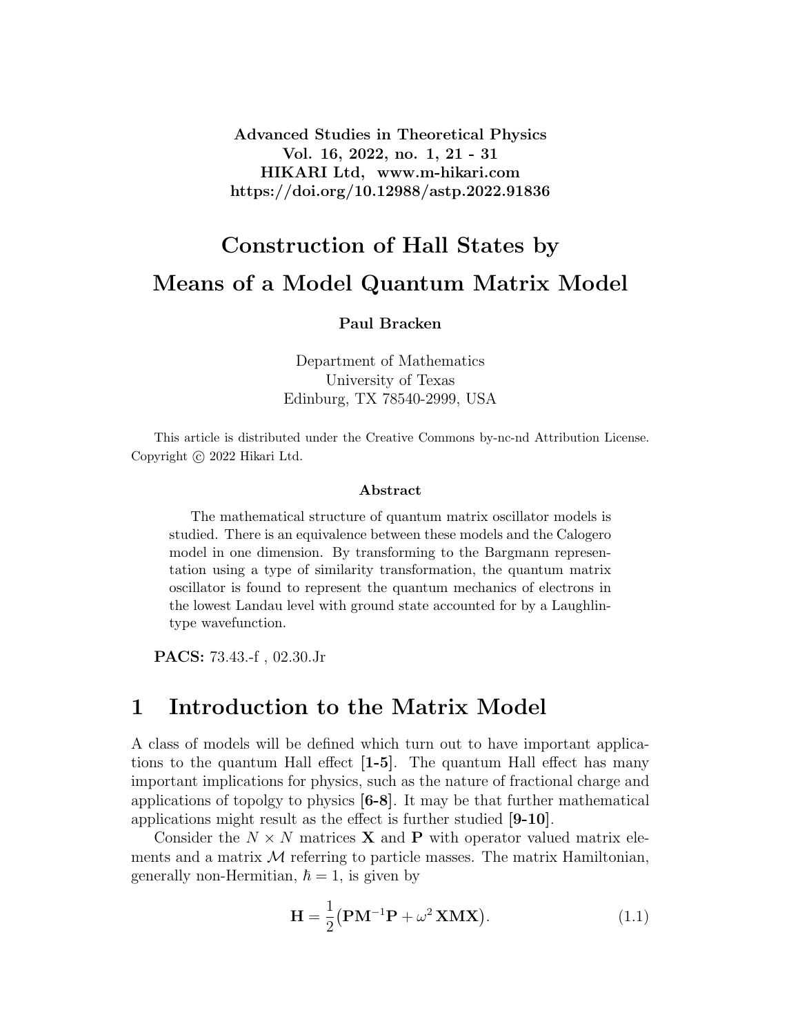Advanced Studies in Theoretical Physics
Vol. 16, 2022, no. 1, 21 - 31
HIKARI Ltd, www.m-hikari.com
https://doi.org/10.12988/astp.2022.91836

# Construction of Hall States by Means of a Model Quantum Matrix Model

**Paul Bracken**

Department of Mathematics
University of Texas
Edinburg, TX 78540-2999, USA

This article is distributed under the Creative Commons by-nc-nd Attribution License. Copyright © 2022 Hikari Ltd.

### Abstract

The mathematical structure of quantum matrix oscillator models is studied. There is an equivalence between these models and the Calogero model in one dimension. By transforming to the Bargmann representation using a type of similarity transformation, the quantum matrix oscillator is found to represent the quantum mechanics of electrons in the lowest Landau level with ground state accounted for by a Laughlin-type wavefunction.

**PACS:** 73.43.-f , 02.30.Jr

## 1 Introduction to the Matrix Model

A class of models will be defined which turn out to have important applications to the quantum Hall effect **[1-5]**. The quantum Hall effect has many important implications for physics, such as the nature of fractional charge and applications of topolgy to physics **[6-8]**. It may be that further mathematical applications might result as the effect is further studied **[9-10]**.

Consider the $N \times N$ matrices $\mathbf{X}$ and $\mathbf{P}$ with operator valued matrix elements and a matrix $\mathcal{M}$ referring to particle masses. The matrix Hamiltonian, generally non-Hermitian, $\hbar = 1$, is given by

$$\mathbf{H} = \frac{1}{2}\big(\mathbf{P}\mathbf{M}^{-1}\mathbf{P} + \omega^2\,\mathbf{X}\mathbf{M}\mathbf{X}\big). \tag{1.1}$$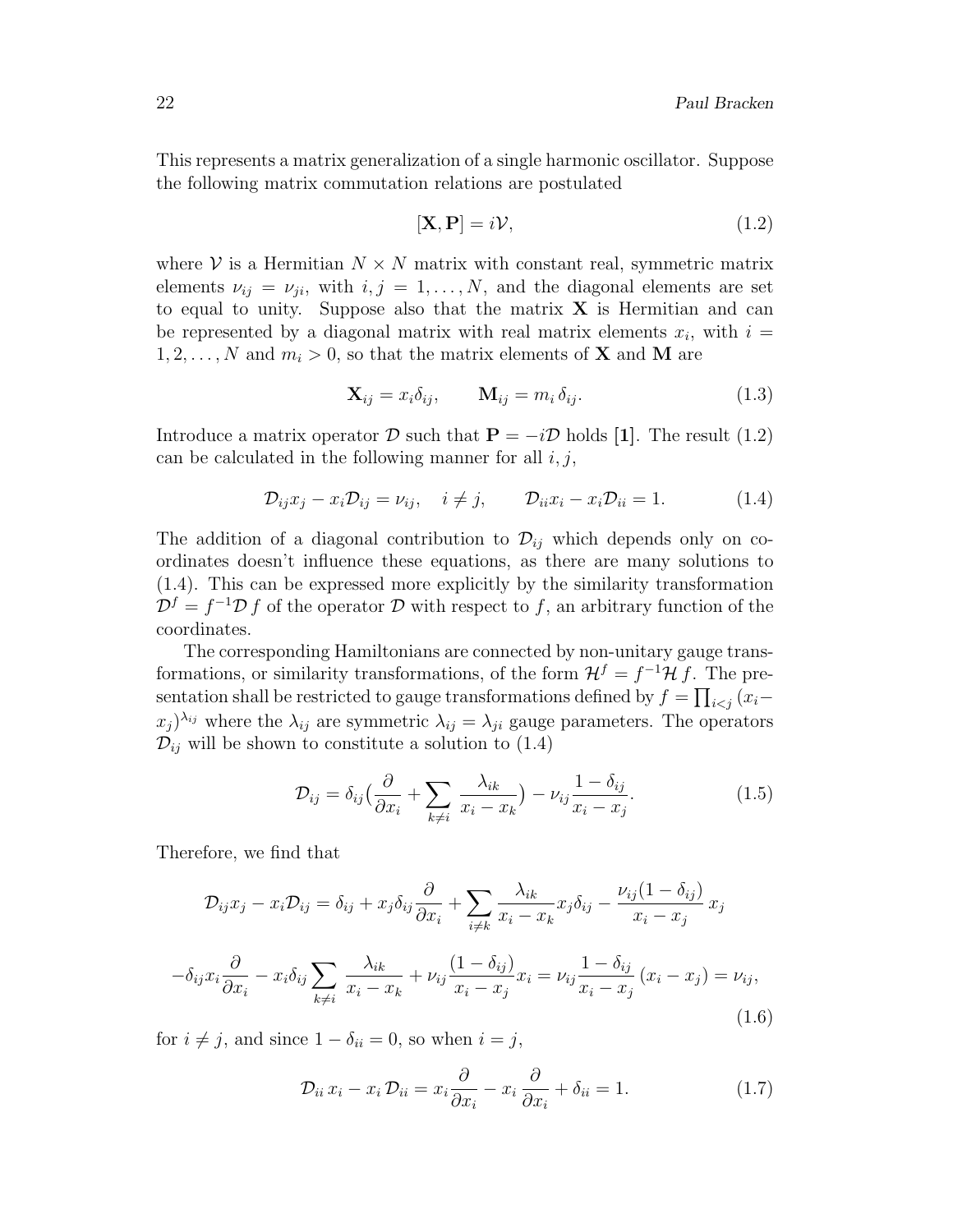This represents a matrix generalization of a single harmonic oscillator. Suppose the following matrix commutation relations are postulated

$$[\mathbf{X}, \mathbf{P}] = i\mathcal{V}, \tag{1.2}$$

where $\mathcal{V}$ is a Hermitian $N \times N$ matrix with constant real, symmetric matrix elements $\nu_{ij} = \nu_{ji}$, with $i, j = 1, \dots, N$, and the diagonal elements are set to equal to unity. Suppose also that the matrix $\mathbf{X}$ is Hermitian and can be represented by a diagonal matrix with real matrix elements $x_i$, with $i = 1, 2, \dots, N$ and $m_i > 0$, so that the matrix elements of $\mathbf{X}$ and $\mathbf{M}$ are

$$\mathbf{X}_{ij} = x_i \delta_{ij}, \qquad \mathbf{M}_{ij} = m_i \, \delta_{ij}. \tag{1.3}$$

Introduce a matrix operator $\mathcal{D}$ such that $\mathbf{P} = -i\mathcal{D}$ holds **[1]**. The result (1.2) can be calculated in the following manner for all $i, j$,

$$\mathcal{D}_{ij} x_j - x_i \mathcal{D}_{ij} = \nu_{ij}, \quad i \neq j, \qquad \mathcal{D}_{ii} x_i - x_i \mathcal{D}_{ii} = 1. \tag{1.4}$$

The addition of a diagonal contribution to $\mathcal{D}_{ij}$ which depends only on coordinates doesn't influence these equations, as there are many solutions to (1.4). This can be expressed more explicitly by the similarity transformation $\mathcal{D}^f = f^{-1} \mathcal{D} \, f$ of the operator $\mathcal{D}$ with respect to $f$, an arbitrary function of the coordinates.

The corresponding Hamiltonians are connected by non-unitary gauge transformations, or similarity transformations, of the form $\mathcal{H}^f = f^{-1} \mathcal{H} \, f$. The presentation shall be restricted to gauge transformations defined by $f = \prod_{i<j} (x_i - x_j)^{\lambda_{ij}}$ where the $\lambda_{ij}$ are symmetric $\lambda_{ij} = \lambda_{ji}$ gauge parameters. The operators $\mathcal{D}_{ij}$ will be shown to constitute a solution to (1.4)

$$\mathcal{D}_{ij} = \delta_{ij} \Big( \frac{\partial}{\partial x_i} + \sum_{k \neq i} \frac{\lambda_{ik}}{x_i - x_k} \Big) - \nu_{ij} \frac{1 - \delta_{ij}}{x_i - x_j}. \tag{1.5}$$

Therefore, we find that

$$\mathcal{D}_{ij} x_j - x_i \mathcal{D}_{ij} = \delta_{ij} + x_j \delta_{ij} \frac{\partial}{\partial x_i} + \sum_{i \neq k} \frac{\lambda_{ik}}{x_i - x_k} x_j \delta_{ij} - \frac{\nu_{ij}(1 - \delta_{ij})}{x_i - x_j} \, x_j$$

$$-\delta_{ij} x_i \frac{\partial}{\partial x_i} - x_i \delta_{ij} \sum_{k \neq i} \frac{\lambda_{ik}}{x_i - x_k} + \nu_{ij} \frac{(1 - \delta_{ij})}{x_i - x_j} x_i = \nu_{ij} \frac{1 - \delta_{ij}}{x_i - x_j} \, (x_i - x_j) = \nu_{ij}, \tag{1.6}$$

for $i \neq j$, and since $1 - \delta_{ii} = 0$, so when $i = j$,

$$\mathcal{D}_{ii} \, x_i - x_i \, \mathcal{D}_{ii} = x_i \frac{\partial}{\partial x_i} - x_i \, \frac{\partial}{\partial x_i} + \delta_{ii} = 1. \tag{1.7}$$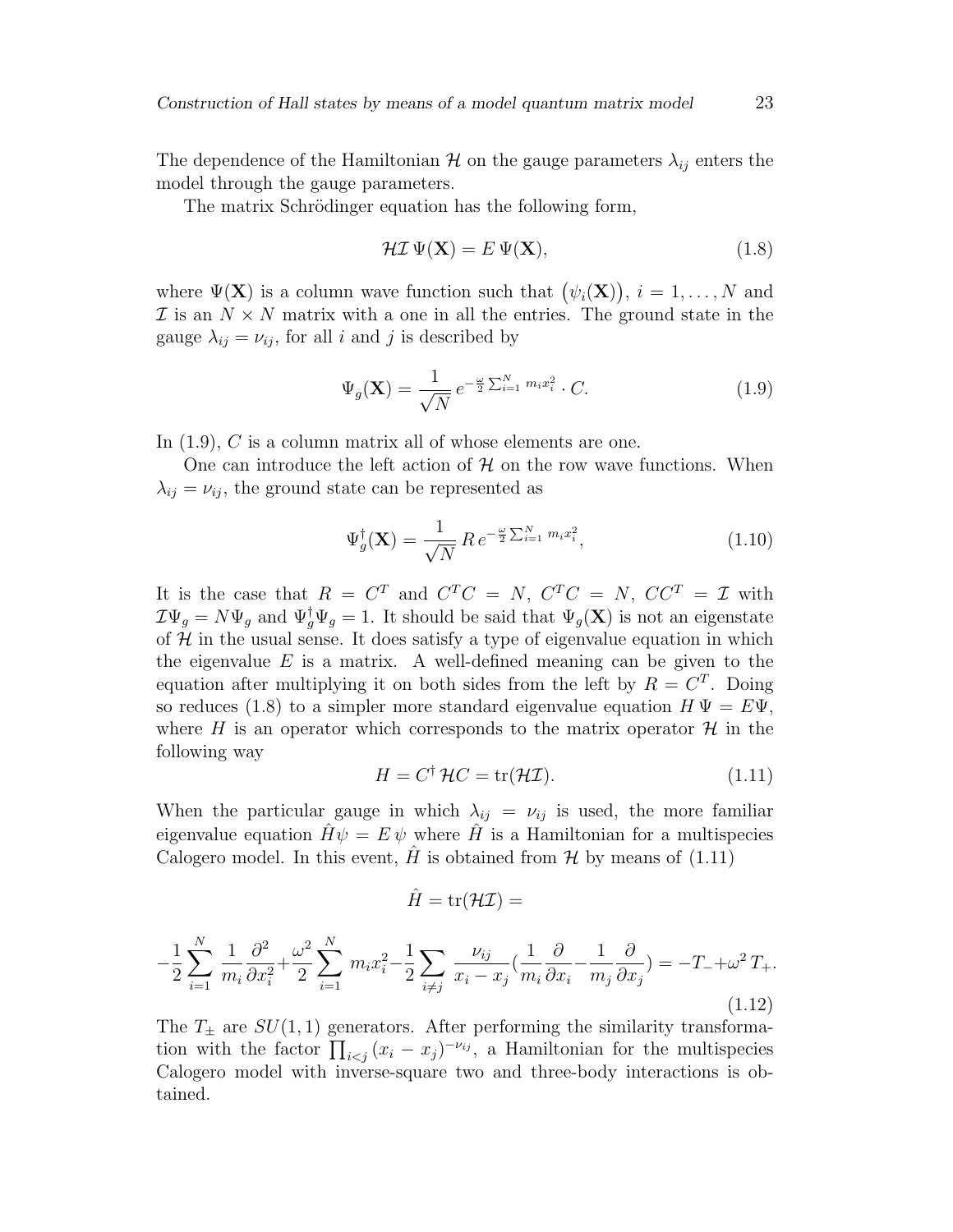The dependence of the Hamiltonian $\mathcal{H}$ on the gauge parameters $\lambda_{ij}$ enters the model through the gauge parameters.

The matrix Schrödinger equation has the following form,

$$\mathcal{H}\mathcal{I}\,\Psi(\mathbf{X}) = E\,\Psi(\mathbf{X}), \tag{1.8}$$

where $\Psi(\mathbf{X})$ is a column wave function such that $\big(\psi_i(\mathbf{X})\big)$, $i = 1, \dots, N$ and $\mathcal{I}$ is an $N \times N$ matrix with a one in all the entries. The ground state in the gauge $\lambda_{ij} = \nu_{ij}$, for all $i$ and $j$ is described by

$$\Psi_g(\mathbf{X}) = \frac{1}{\sqrt{N}}\, e^{-\frac{\omega}{2}\sum_{i=1}^{N} m_i x_i^2} \cdot C. \tag{1.9}$$

In (1.9), $C$ is a column matrix all of whose elements are one.

One can introduce the left action of $\mathcal{H}$ on the row wave functions. When $\lambda_{ij} = \nu_{ij}$, the ground state can be represented as

$$\Psi_g^\dagger(\mathbf{X}) = \frac{1}{\sqrt{N}}\, R\, e^{-\frac{\omega}{2}\sum_{i=1}^{N} m_i x_i^2}, \tag{1.10}$$

It is the case that $R = C^T$ and $C^T C = N$, $C^T C = N$, $CC^T = \mathcal{I}$ with $\mathcal{I}\Psi_g = N\Psi_g$ and $\Psi_g^\dagger \Psi_g = 1$. It should be said that $\Psi_g(\mathbf{X})$ is not an eigenstate of $\mathcal{H}$ in the usual sense. It does satisfy a type of eigenvalue equation in which the eigenvalue $E$ is a matrix. A well-defined meaning can be given to the equation after multiplying it on both sides from the left by $R = C^T$. Doing so reduces (1.8) to a simpler more standard eigenvalue equation $H\,\Psi = E\Psi$, where $H$ is an operator which corresponds to the matrix operator $\mathcal{H}$ in the following way

$$H = C^\dagger\, \mathcal{H} C = \mathrm{tr}(\mathcal{H}\mathcal{I}). \tag{1.11}$$

When the particular gauge in which $\lambda_{ij} = \nu_{ij}$ is used, the more familiar eigenvalue equation $\hat{H}\psi = E\,\psi$ where $\hat{H}$ is a Hamiltonian for a multispecies Calogero model. In this event, $\hat{H}$ is obtained from $\mathcal{H}$ by means of (1.11)

$$\hat{H} = \mathrm{tr}(\mathcal{H}\mathcal{I}) =$$

$$-\frac{1}{2}\sum_{i=1}^{N} \frac{1}{m_i}\frac{\partial^2}{\partial x_i^2} + \frac{\omega^2}{2}\sum_{i=1}^{N} m_i x_i^2 - \frac{1}{2}\sum_{i \neq j} \frac{\nu_{ij}}{x_i - x_j}\Big(\frac{1}{m_i}\frac{\partial}{\partial x_i} - \frac{1}{m_j}\frac{\partial}{\partial x_j}\Big) = -T_- + \omega^2\, T_+. \tag{1.12}$$

The $T_\pm$ are $SU(1,1)$ generators. After performing the similarity transformation with the factor $\prod_{i<j}(x_i - x_j)^{-\nu_{ij}}$, a Hamiltonian for the multispecies Calogero model with inverse-square two and three-body interactions is obtained.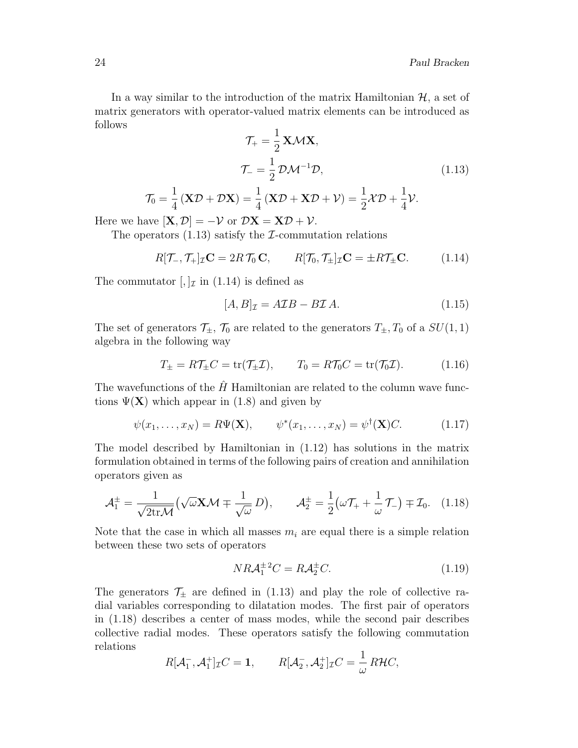In a way similar to the introduction of the matrix Hamiltonian $\mathcal{H}$, a set of matrix generators with operator-valued matrix elements can be introduced as follows

$$\mathcal{T}_+ = \frac{1}{2}\,\mathbf{X}\mathcal{M}\mathbf{X},$$

$$\mathcal{T}_- = \frac{1}{2}\,\mathcal{D}\mathcal{M}^{-1}\mathcal{D}, \tag{1.13}$$

$$\mathcal{T}_0 = \frac{1}{4}\left(\mathbf{X}\mathcal{D} + \mathcal{D}\mathbf{X}\right) = \frac{1}{4}\left(\mathbf{X}\mathcal{D} + \mathbf{X}\mathcal{D} + \mathcal{V}\right) = \frac{1}{2}\mathcal{X}\mathcal{D} + \frac{1}{4}\mathcal{V}.$$

Here we have $[\mathbf{X}, \mathcal{D}] = -\mathcal{V}$ or $\mathcal{D}\mathbf{X} = \mathbf{X}\mathcal{D} + \mathcal{V}$.

The operators (1.13) satisfy the $\mathcal{I}$-commutation relations

$$R[\mathcal{T}_-, \mathcal{T}_+]_{\mathcal{I}}\mathbf{C} = 2R\,\mathcal{T}_0\,\mathbf{C}, \qquad R[\mathcal{T}_0, \mathcal{T}_\pm]_{\mathcal{I}}\mathbf{C} = \pm R\mathcal{T}_\pm\mathbf{C}. \tag{1.14}$$

The commutator $[,]_{\mathcal{I}}$ in (1.14) is defined as

$$[A, B]_{\mathcal{I}} = A\mathcal{I}B - B\mathcal{I}\,A. \tag{1.15}$$

The set of generators $\mathcal{T}_\pm$, $\mathcal{T}_0$ are related to the generators $T_\pm, T_0$ of a $SU(1,1)$ algebra in the following way

$$T_\pm = R\mathcal{T}_\pm C = \mathrm{tr}(\mathcal{T}_\pm\mathcal{I}), \qquad T_0 = R\mathcal{T}_0 C = \mathrm{tr}(\mathcal{T}_0\mathcal{I}). \tag{1.16}$$

The wavefunctions of the $\hat{H}$ Hamiltonian are related to the column wave functions $\Psi(\mathbf{X})$ which appear in (1.8) and given by

$$\psi(x_1, \ldots, x_N) = R\Psi(\mathbf{X}), \qquad \psi^*(x_1, \ldots, x_N) = \psi^\dagger(\mathbf{X})C. \tag{1.17}$$

The model described by Hamiltonian in (1.12) has solutions in the matrix formulation obtained in terms of the following pairs of creation and annihilation operators given as

$$\mathcal{A}_1^\pm = \frac{1}{\sqrt{2\mathrm{tr}\mathcal{M}}}\big(\sqrt{\omega}\mathbf{X}\mathcal{M} \mp \frac{1}{\sqrt{\omega}}\,D\big), \qquad \mathcal{A}_2^\pm = \frac{1}{2}\big(\omega\mathcal{T}_+ + \frac{1}{\omega}\,\mathcal{T}_-\big) \mp \mathcal{I}_0. \tag{1.18}$$

Note that the case in which all masses $m_i$ are equal there is a simple relation between these two sets of operators

$$NR\mathcal{A}_1^{\pm\,2}C = R\mathcal{A}_2^\pm C. \tag{1.19}$$

The generators $\mathcal{T}_\pm$ are defined in (1.13) and play the role of collective radial variables corresponding to dilatation modes. The first pair of operators in (1.18) describes a center of mass modes, while the second pair describes collective radial modes. These operators satisfy the following commutation relations

$$R[\mathcal{A}_1^-, \mathcal{A}_1^+]_{\mathcal{I}}C = \mathbf{1}, \qquad R[\mathcal{A}_2^-, \mathcal{A}_2^+]_{\mathcal{I}}C = \frac{1}{\omega}\,R\mathcal{H}C,$$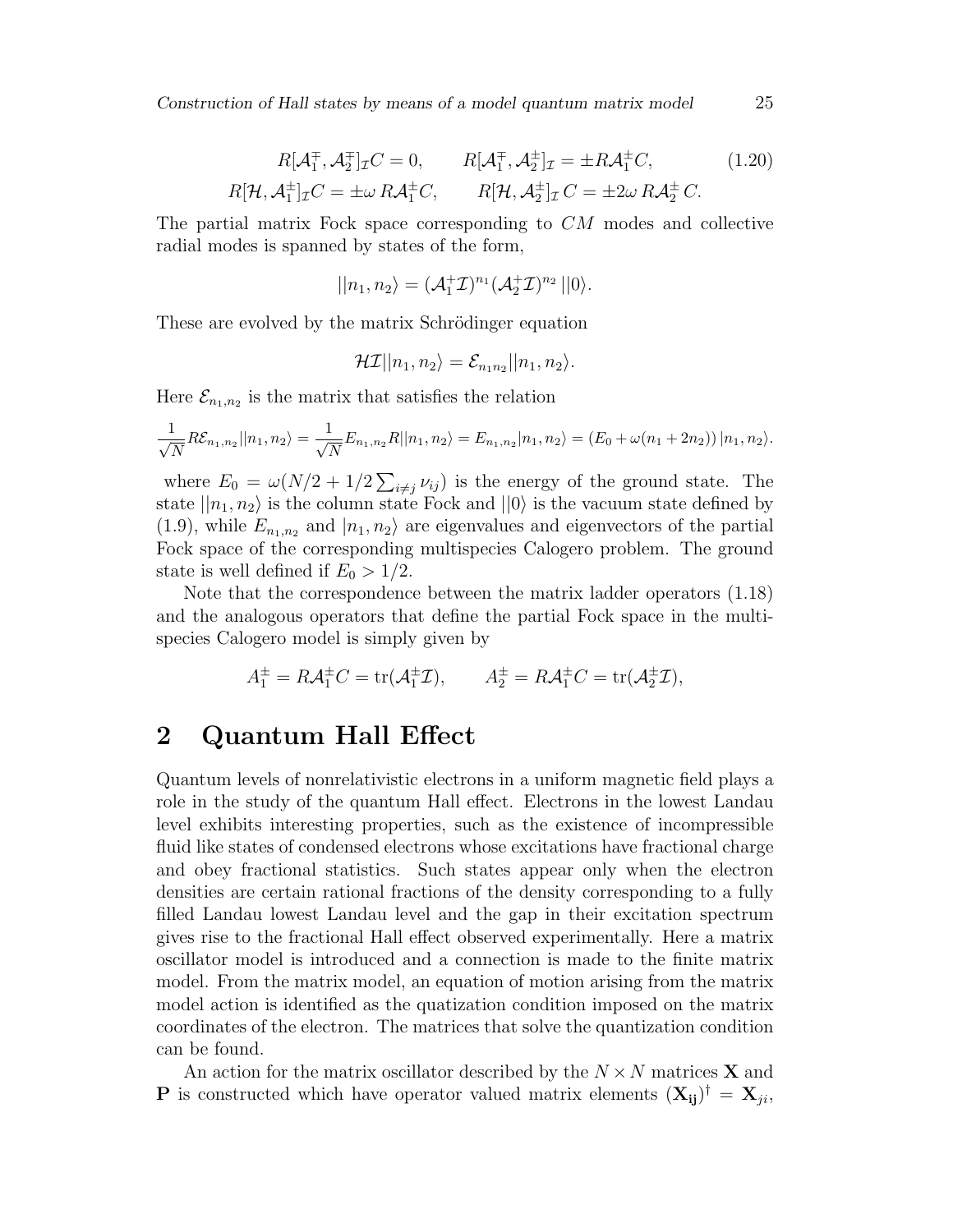$$R[\mathcal{A}_1^{\mp},\mathcal{A}_2^{\mp}]_{\mathcal{I}}C = 0, \qquad R[\mathcal{A}_1^{\mp},\mathcal{A}_2^{\pm}]_{\mathcal{I}} = \pm R\mathcal{A}_1^{\pm}C, \tag{1.20}$$
$$R[\mathcal{H},\mathcal{A}_1^{\pm}]_{\mathcal{I}}C = \pm\omega\, R\mathcal{A}_1^{\pm}C, \qquad R[\mathcal{H},\mathcal{A}_2^{\pm}]_{\mathcal{I}}\,C = \pm 2\omega\, R\mathcal{A}_2^{\pm}\,C.$$

The partial matrix Fock space corresponding to $CM$ modes and collective radial modes is spanned by states of the form,

$$||n_1,n_2\rangle = (\mathcal{A}_1^{+}\mathcal{I})^{n_1}(\mathcal{A}_2^{+}\mathcal{I})^{n_2}\,||0\rangle.$$

These are evolved by the matrix Schrödinger equation

$$\mathcal{H}\mathcal{I}||n_1,n_2\rangle = \mathcal{E}_{n_1n_2}||n_1,n_2\rangle.$$

Here $\mathcal{E}_{n_1,n_2}$ is the matrix that satisfies the relation

$$\frac{1}{\sqrt{N}}R\mathcal{E}_{n_1,n_2}||n_1,n_2\rangle = \frac{1}{\sqrt{N}}E_{n_1,n_2}R||n_1,n_2\rangle = E_{n_1,n_2}|n_1,n_2\rangle = (E_0+\omega(n_1+2n_2))\,|n_1,n_2\rangle.$$

where $E_0 = \omega(N/2 + 1/2\sum_{i\neq j}\nu_{ij})$ is the energy of the ground state. The state $||n_1,n_2\rangle$ is the column state Fock and $||0\rangle$ is the vacuum state defined by (1.9), while $E_{n_1,n_2}$ and $|n_1,n_2\rangle$ are eigenvalues and eigenvectors of the partial Fock space of the corresponding multispecies Calogero problem. The ground state is well defined if $E_0 > 1/2$.

Note that the correspondence between the matrix ladder operators (1.18) and the analogous operators that define the partial Fock space in the multispecies Calogero model is simply given by

$$A_1^{\pm} = R\mathcal{A}_1^{\pm}C = \mathrm{tr}(\mathcal{A}_1^{\pm}\mathcal{I}), \qquad A_2^{\pm} = R\mathcal{A}_1^{\pm}C = \mathrm{tr}(\mathcal{A}_2^{\pm}\mathcal{I}),$$

## 2 Quantum Hall Effect

Quantum levels of nonrelativistic electrons in a uniform magnetic field plays a role in the study of the quantum Hall effect. Electrons in the lowest Landau level exhibits interesting properties, such as the existence of incompressible fluid like states of condensed electrons whose excitations have fractional charge and obey fractional statistics. Such states appear only when the electron densities are certain rational fractions of the density corresponding to a fully filled Landau lowest Landau level and the gap in their excitation spectrum gives rise to the fractional Hall effect observed experimentally. Here a matrix oscillator model is introduced and a connection is made to the finite matrix model. From the matrix model, an equation of motion arising from the matrix model action is identified as the quatization condition imposed on the matrix coordinates of the electron. The matrices that solve the quantization condition can be found.

An action for the matrix oscillator described by the $N\times N$ matrices $\mathbf{X}$ and $\mathbf{P}$ is constructed which have operator valued matrix elements $(\mathbf{X_{ij}})^{\dagger} = \mathbf{X}_{ji}$,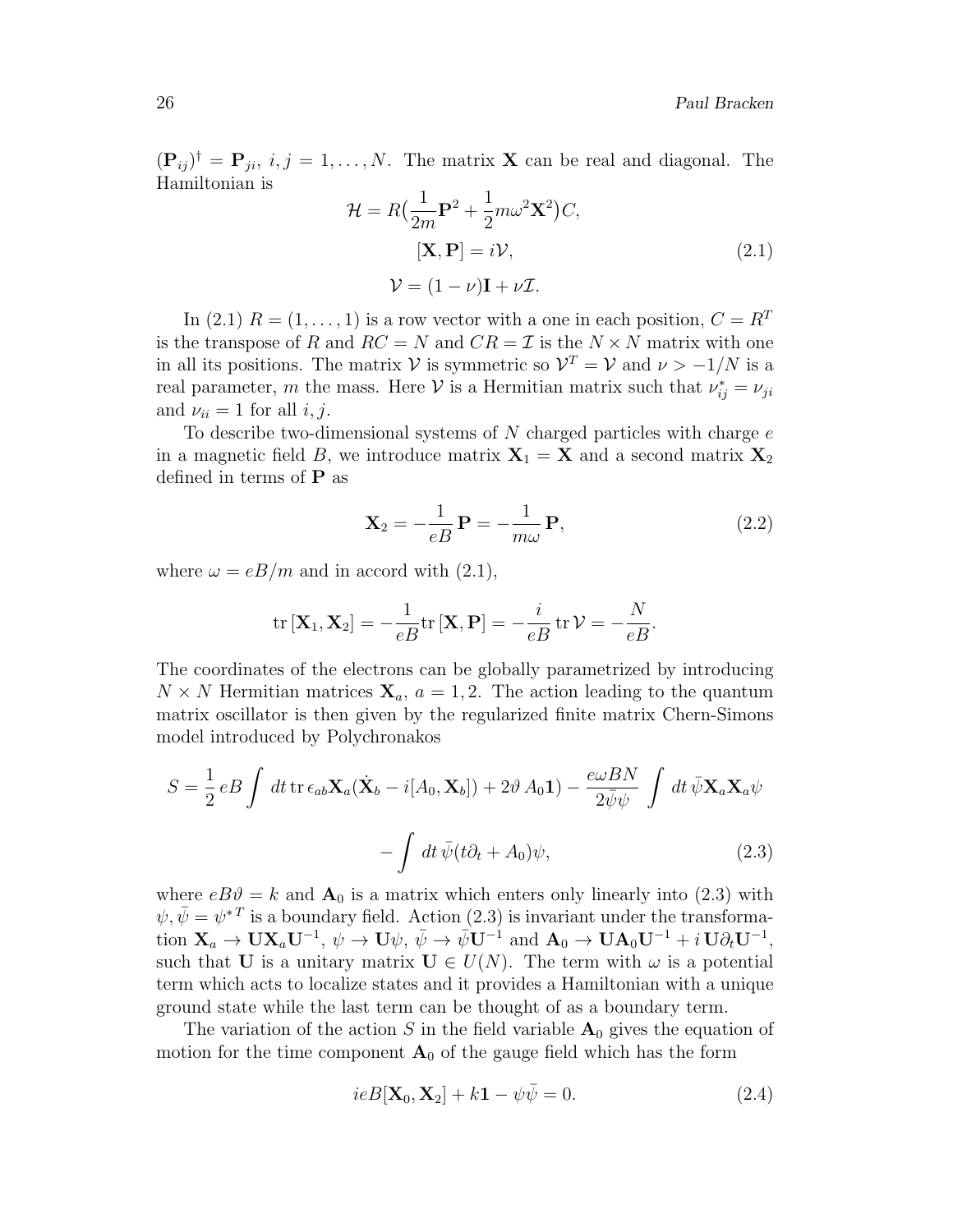$(\mathbf{P}_{ij})^\dagger = \mathbf{P}_{ji}$, $i, j = 1, \dots, N$. The matrix $\mathbf{X}$ can be real and diagonal. The Hamiltonian is

$$\mathcal{H} = R\big(\frac{1}{2m}\mathbf{P}^2 + \frac{1}{2}m\omega^2\mathbf{X}^2\big)C,$$
$$[\mathbf{X}, \mathbf{P}] = i\mathcal{V}, \tag{2.1}$$
$$\mathcal{V} = (1-\nu)\mathbf{I} + \nu\mathcal{I}.$$

In (2.1) $R = (1, \dots, 1)$ is a row vector with a one in each position, $C = R^T$ is the transpose of $R$ and $RC = N$ and $CR = \mathcal{I}$ is the $N \times N$ matrix with one in all its positions. The matrix $\mathcal{V}$ is symmetric so $\mathcal{V}^T = \mathcal{V}$ and $\nu > -1/N$ is a real parameter, $m$ the mass. Here $\mathcal{V}$ is a Hermitian matrix such that $\nu_{ij}^* = \nu_{ji}$ and $\nu_{ii} = 1$ for all $i, j$.

To describe two-dimensional systems of $N$ charged particles with charge $e$ in a magnetic field $B$, we introduce matrix $\mathbf{X}_1 = \mathbf{X}$ and a second matrix $\mathbf{X}_2$ defined in terms of $\mathbf{P}$ as

$$\mathbf{X}_2 = -\frac{1}{eB}\,\mathbf{P} = -\frac{1}{m\omega}\,\mathbf{P}, \tag{2.2}$$

where $\omega = eB/m$ and in accord with (2.1),

$$\mathrm{tr}\,[\mathbf{X}_1, \mathbf{X}_2] = -\frac{1}{eB}\mathrm{tr}\,[\mathbf{X}, \mathbf{P}] = -\frac{i}{eB}\,\mathrm{tr}\,\mathcal{V} = -\frac{N}{eB}.$$

The coordinates of the electrons can be globally parametrized by introducing $N \times N$ Hermitian matrices $\mathbf{X}_a$, $a = 1, 2$. The action leading to the quantum matrix oscillator is then given by the regularized finite matrix Chern-Simons model introduced by Polychronakos

$$S = \frac{1}{2}\,eB\int dt\,\mathrm{tr}\,\epsilon_{ab}\mathbf{X}_a(\dot{\mathbf{X}}_b - i[A_0, \mathbf{X}_b]) + 2\vartheta\,A_0\mathbf{1}) - \frac{e\omega BN}{2\bar{\psi}\psi}\int dt\,\bar{\psi}\mathbf{X}_a\mathbf{X}_a\psi$$
$$- \int dt\,\bar{\psi}(t\partial_t + A_0)\psi, \tag{2.3}$$

where $eB\vartheta = k$ and $\mathbf{A}_0$ is a matrix which enters only linearly into (2.3) with $\psi, \bar{\psi} = \psi^{*T}$ is a boundary field. Action (2.3) is invariant under the transformation $\mathbf{X}_a \to \mathbf{U}\mathbf{X}_a\mathbf{U}^{-1}$, $\psi \to \mathbf{U}\psi$, $\bar{\psi} \to \bar{\psi}\mathbf{U}^{-1}$ and $\mathbf{A}_0 \to \mathbf{U}\mathbf{A}_0\mathbf{U}^{-1} + i\,\mathbf{U}\partial_t\mathbf{U}^{-1}$, such that $\mathbf{U}$ is a unitary matrix $\mathbf{U} \in U(N)$. The term with $\omega$ is a potential term which acts to localize states and it provides a Hamiltonian with a unique ground state while the last term can be thought of as a boundary term.

The variation of the action $S$ in the field variable $\mathbf{A}_0$ gives the equation of motion for the time component $\mathbf{A}_0$ of the gauge field which has the form

$$ieB[\mathbf{X}_0, \mathbf{X}_2] + k\mathbf{1} - \psi\bar{\psi} = 0. \tag{2.4}$$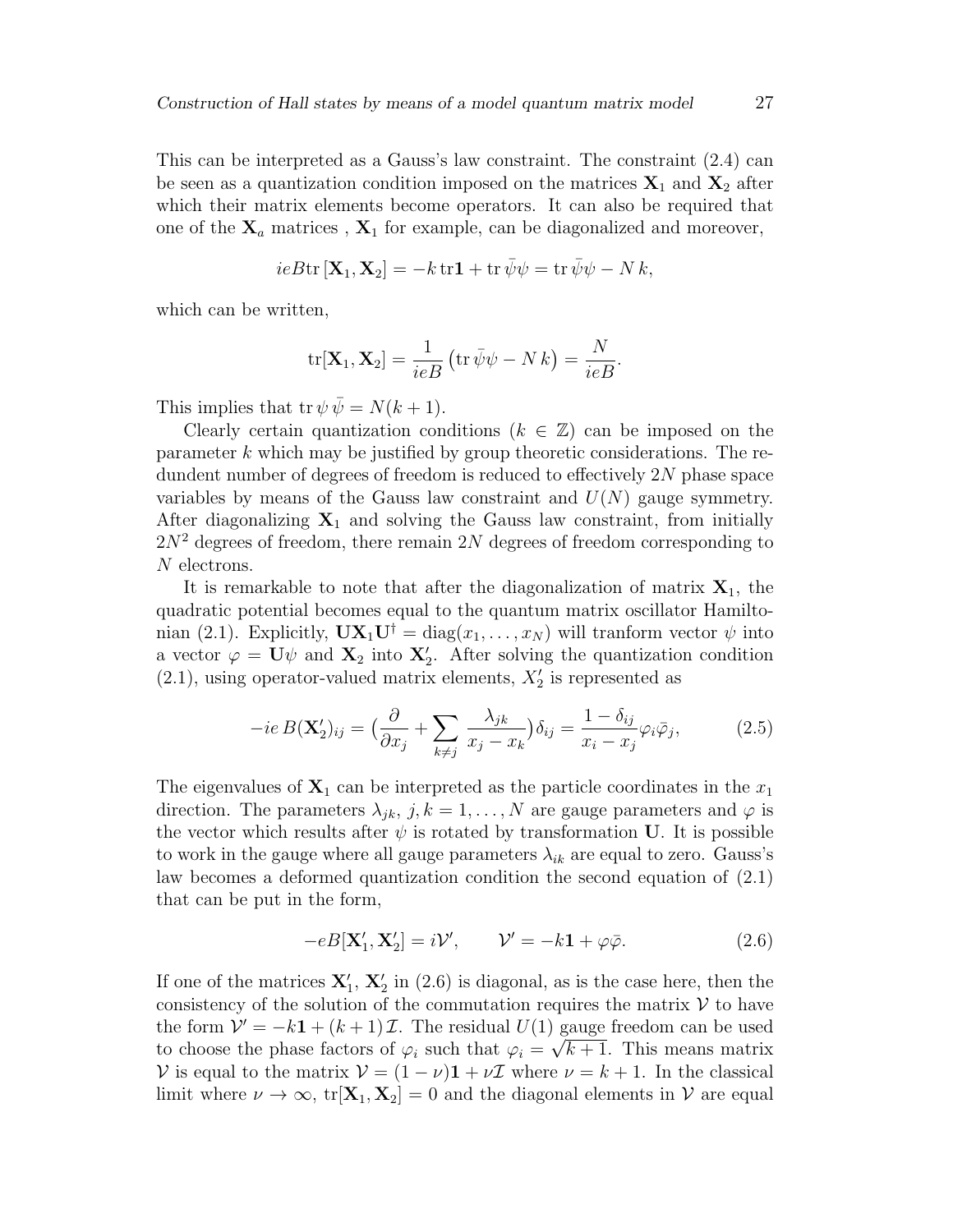This can be interpreted as a Gauss's law constraint. The constraint (2.4) can be seen as a quantization condition imposed on the matrices $\mathbf{X}_1$ and $\mathbf{X}_2$ after which their matrix elements become operators. It can also be required that one of the $\mathbf{X}_a$ matrices , $\mathbf{X}_1$ for example, can be diagonalized and moreover,

$$ieB\mathrm{tr}\,[\mathbf{X}_1, \mathbf{X}_2] = -k\,\mathrm{tr}\mathbf{1} + \mathrm{tr}\,\bar{\psi}\psi = \mathrm{tr}\,\bar{\psi}\psi - N\,k,$$

which can be written,

$$\mathrm{tr}[\mathbf{X}_1, \mathbf{X}_2] = \frac{1}{ieB}\left(\mathrm{tr}\,\bar{\psi}\psi - N\,k\right) = \frac{N}{ieB}.$$

This implies that $\mathrm{tr}\,\psi\,\bar{\psi} = N(k+1)$.

Clearly certain quantization conditions ($k \in \mathbb{Z}$) can be imposed on the parameter $k$ which may be justified by group theoretic considerations. The redundent number of degrees of freedom is reduced to effectively $2N$ phase space variables by means of the Gauss law constraint and $U(N)$ gauge symmetry. After diagonalizing $\mathbf{X}_1$ and solving the Gauss law constraint, from initially $2N^2$ degrees of freedom, there remain $2N$ degrees of freedom corresponding to $N$ electrons.

It is remarkable to note that after the diagonalization of matrix $\mathbf{X}_1$, the quadratic potential becomes equal to the quantum matrix oscillator Hamiltonian (2.1). Explicitly, $\mathbf{U}\mathbf{X}_1\mathbf{U}^\dagger = \mathrm{diag}(x_1, \ldots, x_N)$ will tranform vector $\psi$ into a vector $\varphi = \mathbf{U}\psi$ and $\mathbf{X}_2$ into $\mathbf{X}_2'$. After solving the quantization condition (2.1), using operator-valued matrix elements, $X_2'$ is represented as

$$-ie\,B(\mathbf{X}_2')_{ij} = \big(\frac{\partial}{\partial x_j} + \sum_{k\neq j}\frac{\lambda_{jk}}{x_j - x_k}\big)\delta_{ij} = \frac{1-\delta_{ij}}{x_i - x_j}\varphi_i\bar{\varphi}_j, \tag{2.5}$$

The eigenvalues of $\mathbf{X}_1$ can be interpreted as the particle coordinates in the $x_1$ direction. The parameters $\lambda_{jk}$, $j, k = 1, \ldots, N$ are gauge parameters and $\varphi$ is the vector which results after $\psi$ is rotated by transformation $\mathbf{U}$. It is possible to work in the gauge where all gauge parameters $\lambda_{ik}$ are equal to zero. Gauss's law becomes a deformed quantization condition the second equation of (2.1) that can be put in the form,

$$-eB[\mathbf{X}_1', \mathbf{X}_2'] = i\mathcal{V}', \qquad \mathcal{V}' = -k\mathbf{1} + \varphi\bar{\varphi}. \tag{2.6}$$

If one of the matrices $\mathbf{X}_1'$, $\mathbf{X}_2'$ in (2.6) is diagonal, as is the case here, then the consistency of the solution of the commutation requires the matrix $\mathcal{V}$ to have the form $\mathcal{V}' = -k\mathbf{1} + (k+1)\mathcal{I}$. The residual $U(1)$ gauge freedom can be used to choose the phase factors of $\varphi_i$ such that $\varphi_i = \sqrt{k+1}$. This means matrix $\mathcal{V}$ is equal to the matrix $\mathcal{V} = (1-\nu)\mathbf{1} + \nu\mathcal{I}$ where $\nu = k+1$. In the classical limit where $\nu \to \infty$, $\mathrm{tr}[\mathbf{X}_1, \mathbf{X}_2] = 0$ and the diagonal elements in $\mathcal{V}$ are equal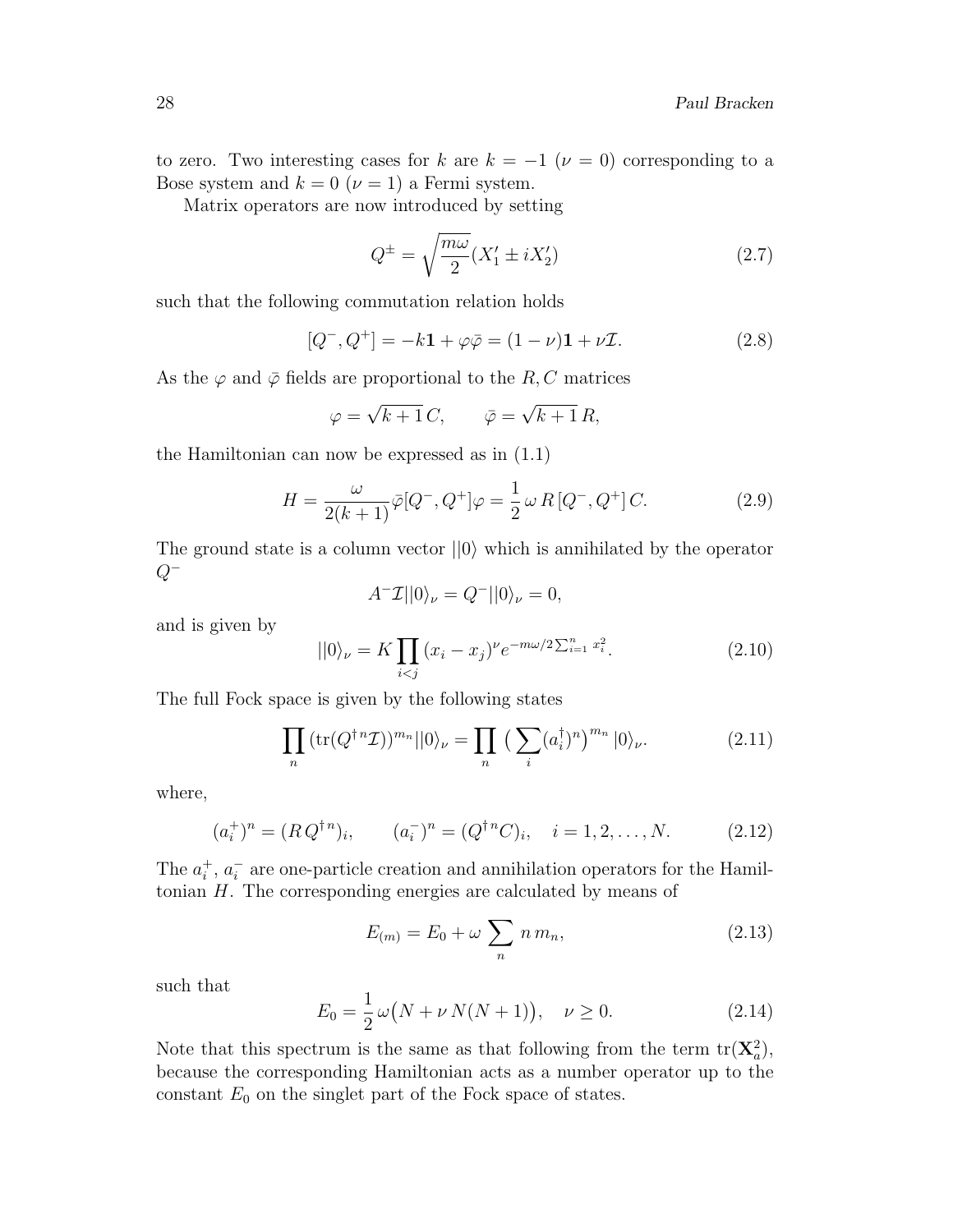to zero. Two interesting cases for $k$ are $k = -1$ ($\nu = 0$) corresponding to a Bose system and $k = 0$ ($\nu = 1$) a Fermi system.

Matrix operators are now introduced by setting

$$Q^{\pm} = \sqrt{\frac{m\omega}{2}}(X_1' \pm iX_2') \tag{2.7}$$

such that the following commutation relation holds

$$[Q^{-}, Q^{+}] = -k\mathbf{1} + \varphi\bar{\varphi} = (1-\nu)\mathbf{1} + \nu\mathcal{I}. \tag{2.8}$$

As the $\varphi$ and $\bar{\varphi}$ fields are proportional to the $R, C$ matrices

$$\varphi = \sqrt{k+1}\, C, \qquad \bar{\varphi} = \sqrt{k+1}\, R,$$

the Hamiltonian can now be expressed as in (1.1)

$$H = \frac{\omega}{2(k+1)}\bar{\varphi}[Q^{-}, Q^{+}]\varphi = \frac{1}{2}\,\omega\, R\,[Q^{-}, Q^{+}]\, C. \tag{2.9}$$

The ground state is a column vector $||0\rangle$ which is annihilated by the operator $Q^{-}$

$$A^{-}\mathcal{I}||0\rangle_{\nu} = Q^{-}||0\rangle_{\nu} = 0,$$

and is given by

$$||0\rangle_{\nu} = K\prod_{i<j}(x_i - x_j)^{\nu} e^{-m\omega/2\sum_{i=1}^{n} x_i^2}. \tag{2.10}$$

The full Fock space is given by the following states

$$\prod_n (\mathrm{tr}(Q^{\dagger n}\mathcal{I}))^{m_n}||0\rangle_{\nu} = \prod_n \big(\sum_i (a_i^{\dagger})^n\big)^{m_n}|0\rangle_{\nu}. \tag{2.11}$$

where,

$$(a_i^{+})^n = (R\,Q^{\dagger n})_i, \qquad (a_i^{-})^n = (Q^{\dagger n}C)_i, \quad i = 1, 2, \ldots, N. \tag{2.12}$$

The $a_i^{+}$, $a_i^{-}$ are one-particle creation and annihilation operators for the Hamiltonian $H$. The corresponding energies are calculated by means of

$$E_{(m)} = E_0 + \omega\sum_n n\, m_n, \tag{2.13}$$

such that

$$E_0 = \frac{1}{2}\,\omega\big(N + \nu\, N(N+1)\big), \quad \nu \geq 0. \tag{2.14}$$

Note that this spectrum is the same as that following from the term $\mathrm{tr}(\mathbf{X}_a^2)$, because the corresponding Hamiltonian acts as a number operator up to the constant $E_0$ on the singlet part of the Fock space of states.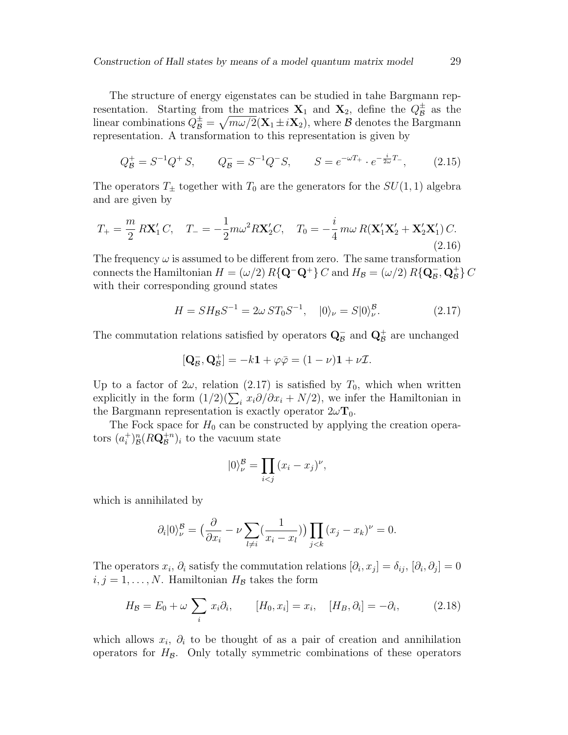The structure of energy eigenstates can be studied in tahe Bargmann representation. Starting from the matrices $\mathbf{X}_1$ and $\mathbf{X}_2$, define the $Q^{\pm}_{\mathcal{B}}$ as the linear combinations $Q^{\pm}_{\mathcal{B}} = \sqrt{m\omega/2}(\mathbf{X}_1 \pm i\mathbf{X}_2)$, where $\mathcal{B}$ denotes the Bargmann representation. A transformation to this representation is given by

$$Q^{+}_{\mathcal{B}} = S^{-1}Q^{+}\,S, \qquad Q^{-}_{\mathcal{B}} = S^{-1}Q^{-}S, \qquad S = e^{-\omega T_{+}} \cdot e^{-\frac{i}{2\omega}T_{-}}, \tag{2.15}$$

The operators $T_{\pm}$ together with $T_0$ are the generators for the $SU(1,1)$ algebra and are given by

$$T_{+} = \frac{m}{2}\,R\mathbf{X}'_1\,C, \quad T_{-} = -\frac{1}{2}m\omega^2 R\mathbf{X}'_2 C, \quad T_0 = -\frac{i}{4}\,m\omega\,R(\mathbf{X}'_1\mathbf{X}'_2 + \mathbf{X}'_2\mathbf{X}'_1)\,C. \tag{2.16}$$

The frequency $\omega$ is assumed to be different from zero. The same transformation connects the Hamiltonian $H = (\omega/2)\,R\{\mathbf{Q}^{-}\mathbf{Q}^{+}\}\,C$ and $H_{\mathcal{B}} = (\omega/2)\,R\{\mathbf{Q}^{-}_{\mathcal{B}}, \mathbf{Q}^{+}_{\mathcal{B}}\}\,C$ with their corresponding ground states

$$H = SH_{\mathcal{B}}S^{-1} = 2\omega\,ST_0S^{-1}, \quad |0\rangle_{\nu} = S|0\rangle^{\mathcal{B}}_{\nu}. \tag{2.17}$$

The commutation relations satisfied by operators $\mathbf{Q}^{-}_{\mathcal{B}}$ and $\mathbf{Q}^{+}_{\mathcal{B}}$ are unchanged

$$[\mathbf{Q}^{-}_{\mathcal{B}}, \mathbf{Q}^{+}_{\mathcal{B}}] = -k\mathbf{1} + \varphi\bar{\varphi} = (1-\nu)\mathbf{1} + \nu\mathcal{I}.$$

Up to a factor of $2\omega$, relation (2.17) is satisfied by $T_0$, which when written explicitly in the form $(1/2)(\sum_i x_i\partial/\partial x_i + N/2)$, we infer the Hamiltonian in the Bargmann representation is exactly operator $2\omega\mathbf{T}_0$.

The Fock space for $H_0$ can be constructed by applying the creation operators $(a^{+}_i)^n_{\mathcal{B}}(R\mathbf{Q}^{+n}_{\mathcal{B}})_i$ to the vacuum state

$$|0\rangle^{\mathcal{B}}_{\nu} = \prod_{i<j}(x_i - x_j)^{\nu},$$

which is annihilated by

$$\partial_i|0\rangle^{\mathcal{B}}_{\nu} = \big(\frac{\partial}{\partial x_i} - \nu\sum_{l\neq i}(\frac{1}{x_i - x_l})\big)\prod_{j<k}(x_j - x_k)^{\nu} = 0.$$

The operators $x_i$, $\partial_i$ satisfy the commutation relations $[\partial_i, x_j] = \delta_{ij}$, $[\partial_i, \partial_j] = 0$ $i, j = 1, \ldots, N$. Hamiltonian $H_{\mathcal{B}}$ takes the form

$$H_{\mathcal{B}} = E_0 + \omega\sum_i x_i\partial_i, \qquad [H_0, x_i] = x_i, \quad [H_B, \partial_i] = -\partial_i, \tag{2.18}$$

which allows $x_i$, $\partial_i$ to be thought of as a pair of creation and annihilation operators for $H_{\mathcal{B}}$. Only totally symmetric combinations of these operators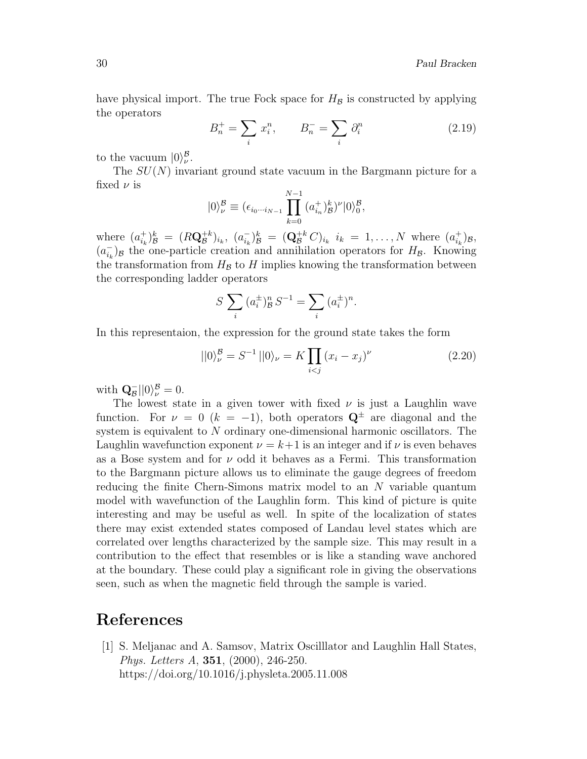have physical import. The true Fock space for $H_{\mathcal{B}}$ is constructed by applying the operators

$$B_n^+ = \sum_i x_i^n, \qquad B_n^- = \sum_i \partial_i^n \tag{2.19}$$

to the vacuum $|0\rangle_\nu^{\mathcal{B}}$.

The $SU(N)$ invariant ground state vacuum in the Bargmann picture for a fixed $\nu$ is

$$|0\rangle_\nu^{\mathcal{B}} \equiv (\epsilon_{i_0 \cdots i_{N-1}} \prod_{k=0}^{N-1} (a_{i_n}^+)_{\mathcal{B}}^k)^\nu |0\rangle_0^{\mathcal{B}},$$

where $(a_{i_k}^+)_{\mathcal{B}}^k = (R\mathbf{Q}_{\mathcal{B}}^{+k})_{i_k}$, $(a_{i_k}^-)_{\mathcal{B}}^k = (\mathbf{Q}_{\mathcal{B}}^{+k} C)_{i_k}$ $i_k = 1, \ldots, N$ where $(a_{i_k}^+)_{\mathcal{B}}$, $(a_{i_k}^-)_{\mathcal{B}}$ the one-particle creation and annihilation operators for $H_{\mathcal{B}}$. Knowing the transformation from $H_{\mathcal{B}}$ to $H$ implies knowing the transformation between the corresponding ladder operators

$$S \sum_i (a_i^\pm)_{\mathcal{B}}^n S^{-1} = \sum_i (a_i^\pm)^n.$$

In this representaion, the expression for the ground state takes the form

$$||0\rangle_\nu^{\mathcal{B}} = S^{-1} ||0\rangle_\nu = K \prod_{i<j} (x_i - x_j)^\nu \tag{2.20}$$

with $\mathbf{Q}_{\mathcal{B}}^- ||0\rangle_\nu^{\mathcal{B}} = 0$.

The lowest state in a given tower with fixed $\nu$ is just a Laughlin wave function. For $\nu = 0$ ($k = -1$), both operators $\mathbf{Q}^\pm$ are diagonal and the system is equivalent to $N$ ordinary one-dimensional harmonic oscillators. The Laughlin wavefunction exponent $\nu = k+1$ is an integer and if $\nu$ is even behaves as a Bose system and for $\nu$ odd it behaves as a Fermi. This transformation to the Bargmann picture allows us to eliminate the gauge degrees of freedom reducing the finite Chern-Simons matrix model to an $N$ variable quantum model with wavefunction of the Laughlin form. This kind of picture is quite interesting and may be useful as well. In spite of the localization of states there may exist extended states composed of Landau level states which are correlated over lengths characterized by the sample size. This may result in a contribution to the effect that resembles or is like a standing wave anchored at the boundary. These could play a significant role in giving the observations seen, such as when the magnetic field through the sample is varied.

# References

[1] S. Meljanac and A. Samsov, Matrix Oscilllator and Laughlin Hall States, *Phys. Letters A*, **351**, (2000), 246-250. https://doi.org/10.1016/j.physleta.2005.11.008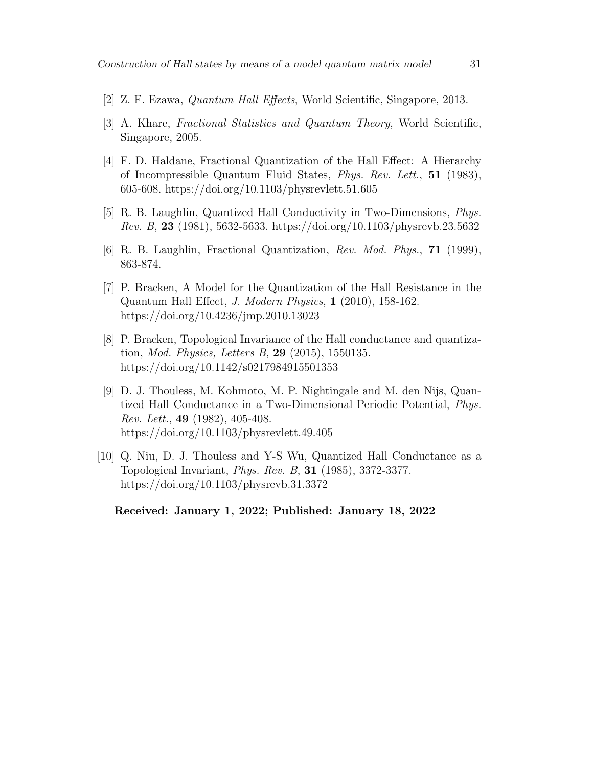[2] Z. F. Ezawa, *Quantum Hall Effects*, World Scientific, Singapore, 2013.

[3] A. Khare, *Fractional Statistics and Quantum Theory*, World Scientific, Singapore, 2005.

[4] F. D. Haldane, Fractional Quantization of the Hall Effect: A Hierarchy of Incompressible Quantum Fluid States, *Phys. Rev. Lett.*, **51** (1983), 605-608. https://doi.org/10.1103/physrevlett.51.605

[5] R. B. Laughlin, Quantized Hall Conductivity in Two-Dimensions, *Phys. Rev. B*, **23** (1981), 5632-5633. https://doi.org/10.1103/physrevb.23.5632

[6] R. B. Laughlin, Fractional Quantization, *Rev. Mod. Phys.*, **71** (1999), 863-874.

[7] P. Bracken, A Model for the Quantization of the Hall Resistance in the Quantum Hall Effect, *J. Modern Physics*, **1** (2010), 158-162. https://doi.org/10.4236/jmp.2010.13023

[8] P. Bracken, Topological Invariance of the Hall conductance and quantization, *Mod. Physics, Letters B*, **29** (2015), 1550135. https://doi.org/10.1142/s0217984915501353

[9] D. J. Thouless, M. Kohmoto, M. P. Nightingale and M. den Nijs, Quantized Hall Conductance in a Two-Dimensional Periodic Potential, *Phys. Rev. Lett.*, **49** (1982), 405-408. https://doi.org/10.1103/physrevlett.49.405

[10] Q. Niu, D. J. Thouless and Y-S Wu, Quantized Hall Conductance as a Topological Invariant, *Phys. Rev. B*, **31** (1985), 3372-3377. https://doi.org/10.1103/physrevb.31.3372

**Received: January 1, 2022; Published: January 18, 2022**